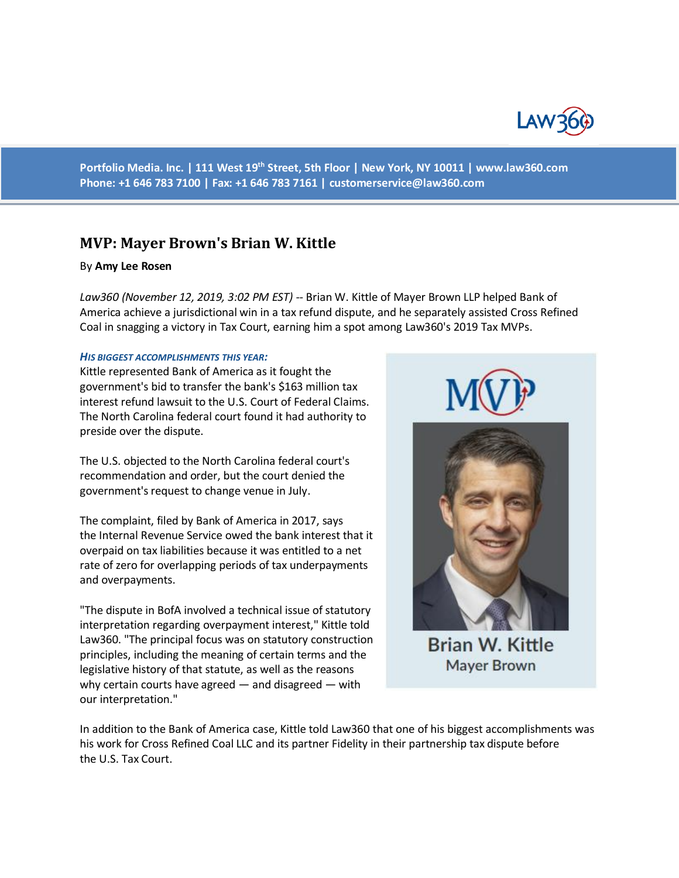Portfolio Media. Inc. | 111 West 19th Street, 5th Floor | New York, NY 10011 | www.law360.com
Phone: +1 646 783 7100 | Fax: +1 646 783 7161 | customerservice@law360.com

# MVP: Mayer Brown's Brian W. Kittle

By **Amy Lee Rosen**

*Law360 (November 12, 2019, 3:02 PM EST)* -- Brian W. Kittle of Mayer Brown LLP helped Bank of America achieve a jurisdictional win in a tax refund dispute, and he separately assisted Cross Refined Coal in snagging a victory in Tax Court, earning him a spot among Law360's 2019 Tax MVPs.

***His Biggest Accomplishments This Year:***

Kittle represented Bank of America as it fought the government's bid to transfer the bank's $163 million tax interest refund lawsuit to the U.S. Court of Federal Claims. The North Carolina federal court found it had authority to preside over the dispute.

The U.S. objected to the North Carolina federal court's recommendation and order, but the court denied the government's request to change venue in July.

The complaint, filed by Bank of America in 2017, says the Internal Revenue Service owed the bank interest that it overpaid on tax liabilities because it was entitled to a net rate of zero for overlapping periods of tax underpayments and overpayments.

"The dispute in BofA involved a technical issue of statutory interpretation regarding overpayment interest," Kittle told Law360. "The principal focus was on statutory construction principles, including the meaning of certain terms and the legislative history of that statute, as well as the reasons why certain courts have agreed — and disagreed — with our interpretation."

Brian W. Kittle
Mayer Brown

In addition to the Bank of America case, Kittle told Law360 that one of his biggest accomplishments was his work for Cross Refined Coal LLC and its partner Fidelity in their partnership tax dispute before the U.S. Tax Court.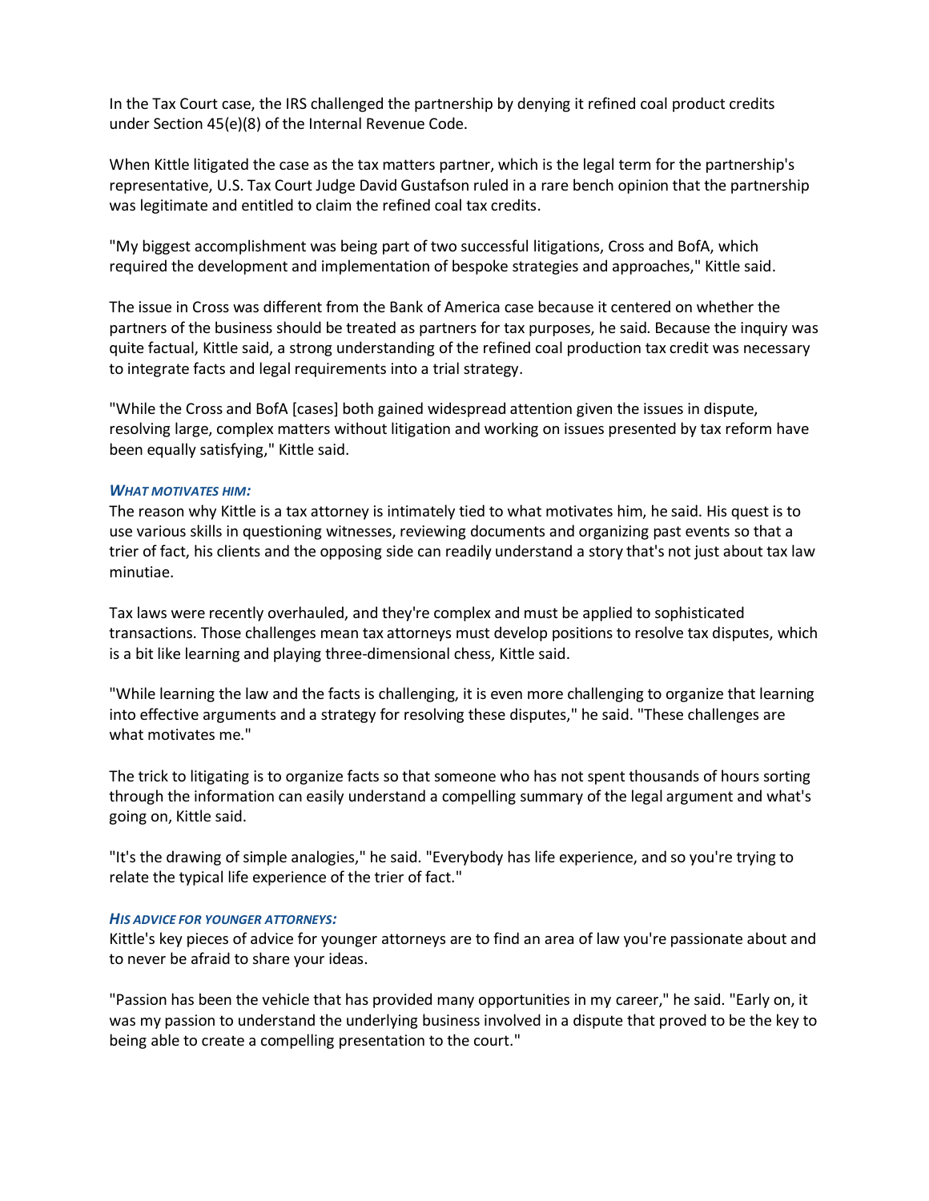In the Tax Court case, the IRS challenged the partnership by denying it refined coal product credits under Section 45(e)(8) of the Internal Revenue Code.

When Kittle litigated the case as the tax matters partner, which is the legal term for the partnership's representative, U.S. Tax Court Judge David Gustafson ruled in a rare bench opinion that the partnership was legitimate and entitled to claim the refined coal tax credits.

"My biggest accomplishment was being part of two successful litigations, Cross and BofA, which required the development and implementation of bespoke strategies and approaches," Kittle said.

The issue in Cross was different from the Bank of America case because it centered on whether the partners of the business should be treated as partners for tax purposes, he said. Because the inquiry was quite factual, Kittle said, a strong understanding of the refined coal production tax credit was necessary to integrate facts and legal requirements into a trial strategy.

"While the Cross and BofA [cases] both gained widespread attention given the issues in dispute, resolving large, complex matters without litigation and working on issues presented by tax reform have been equally satisfying," Kittle said.

***WHAT MOTIVATES HIM:***

The reason why Kittle is a tax attorney is intimately tied to what motivates him, he said. His quest is to use various skills in questioning witnesses, reviewing documents and organizing past events so that a trier of fact, his clients and the opposing side can readily understand a story that's not just about tax law minutiae.

Tax laws were recently overhauled, and they're complex and must be applied to sophisticated transactions. Those challenges mean tax attorneys must develop positions to resolve tax disputes, which is a bit like learning and playing three-dimensional chess, Kittle said.

"While learning the law and the facts is challenging, it is even more challenging to organize that learning into effective arguments and a strategy for resolving these disputes," he said. "These challenges are what motivates me."

The trick to litigating is to organize facts so that someone who has not spent thousands of hours sorting through the information can easily understand a compelling summary of the legal argument and what's going on, Kittle said.

"It's the drawing of simple analogies," he said. "Everybody has life experience, and so you're trying to relate the typical life experience of the trier of fact."

***HIS ADVICE FOR YOUNGER ATTORNEYS:***

Kittle's key pieces of advice for younger attorneys are to find an area of law you're passionate about and to never be afraid to share your ideas.

"Passion has been the vehicle that has provided many opportunities in my career," he said. "Early on, it was my passion to understand the underlying business involved in a dispute that proved to be the key to being able to create a compelling presentation to the court."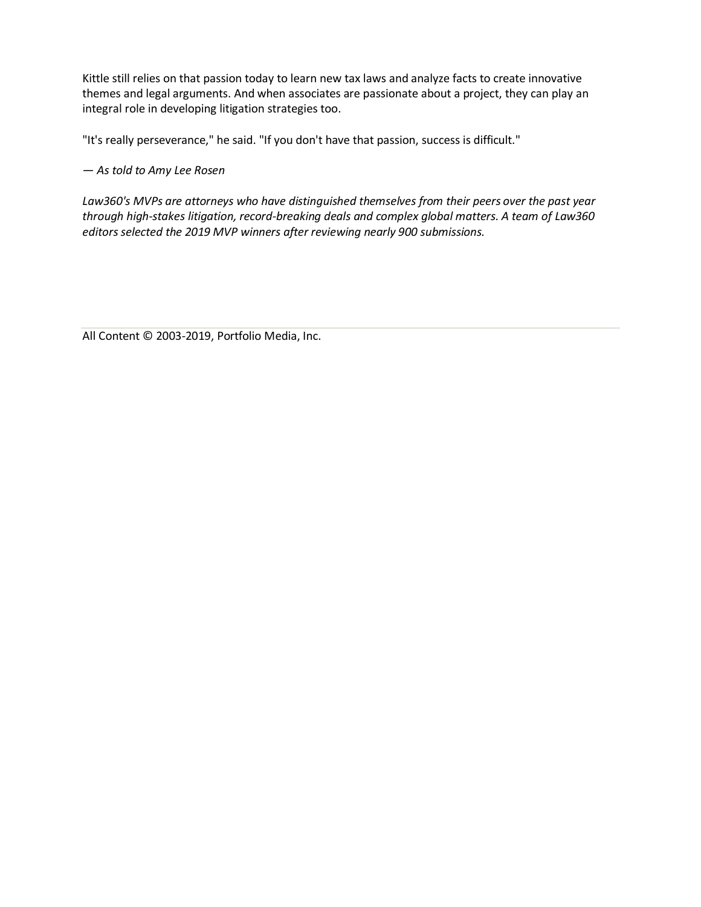Kittle still relies on that passion today to learn new tax laws and analyze facts to create innovative themes and legal arguments. And when associates are passionate about a project, they can play an integral role in developing litigation strategies too.

"It's really perseverance," he said. "If you don't have that passion, success is difficult."

*— As told to Amy Lee Rosen*

*Law360's MVPs are attorneys who have distinguished themselves from their peers over the past year through high-stakes litigation, record-breaking deals and complex global matters. A team of Law360 editors selected the 2019 MVP winners after reviewing nearly 900 submissions.*

---

All Content © 2003-2019, Portfolio Media, Inc.